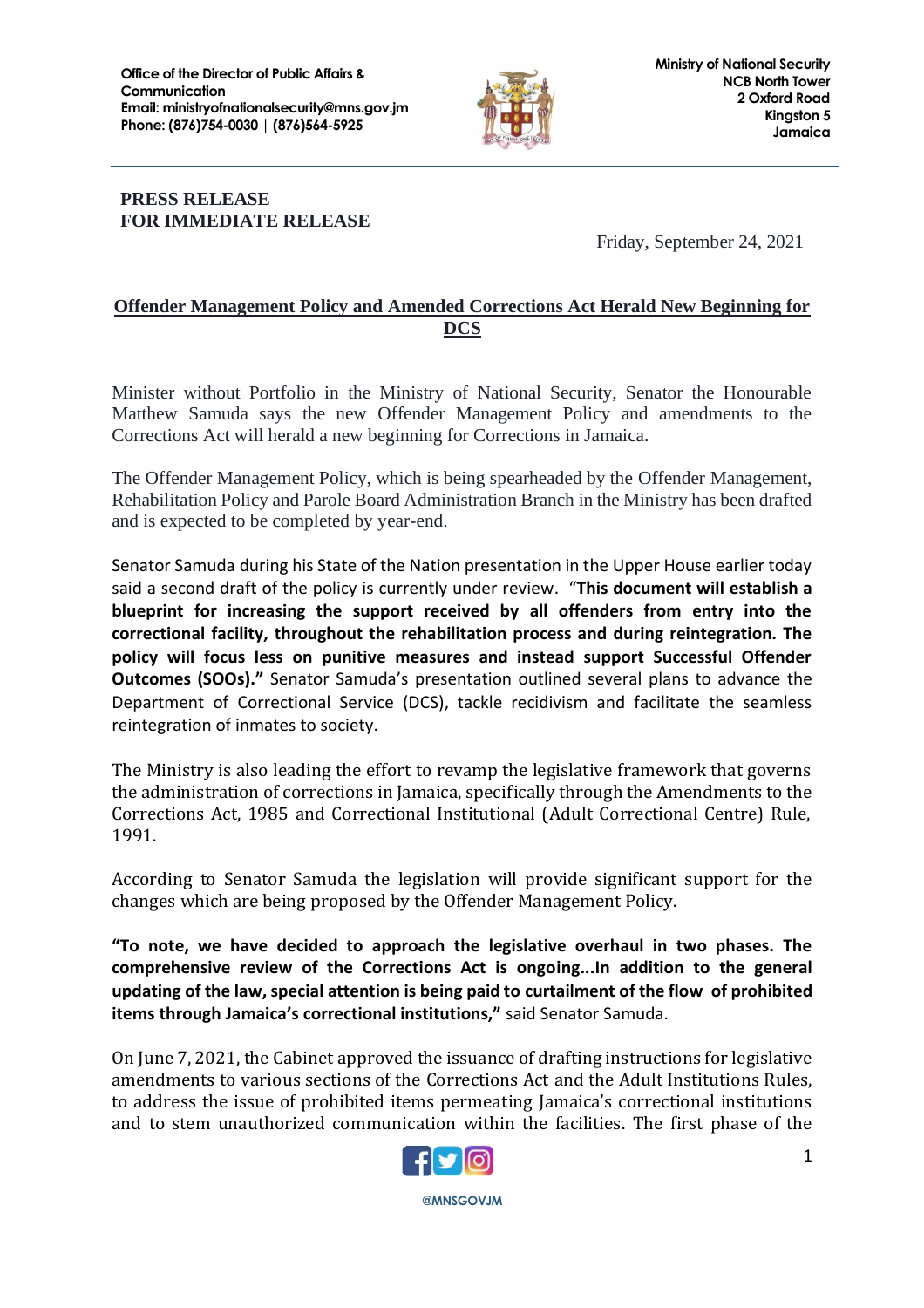**Office of the Director of Public Affairs & Communication**
**Email: ministryofnationalsecurity@mns.gov.jm**
**Phone: (876)754-0030 | (876)564-5925**

**Ministry of National Security**
**NCB North Tower**
**2 Oxford Road**
**Kingston 5**
**Jamaica**

**PRESS RELEASE**
**FOR IMMEDIATE RELEASE**

Friday, September 24, 2021

## Offender Management Policy and Amended Corrections Act Herald New Beginning for DCS

Minister without Portfolio in the Ministry of National Security, Senator the Honourable Matthew Samuda says the new Offender Management Policy and amendments to the Corrections Act will herald a new beginning for Corrections in Jamaica.

The Offender Management Policy, which is being spearheaded by the Offender Management, Rehabilitation Policy and Parole Board Administration Branch in the Ministry has been drafted and is expected to be completed by year-end.

Senator Samuda during his State of the Nation presentation in the Upper House earlier today said a second draft of the policy is currently under review. "**This document will establish a blueprint for increasing the support received by all offenders from entry into the correctional facility, throughout the rehabilitation process and during reintegration. The policy will focus less on punitive measures and instead support Successful Offender Outcomes (SOOs).**" Senator Samuda's presentation outlined several plans to advance the Department of Correctional Service (DCS), tackle recidivism and facilitate the seamless reintegration of inmates to society.

The Ministry is also leading the effort to revamp the legislative framework that governs the administration of corrections in Jamaica, specifically through the Amendments to the Corrections Act, 1985 and Correctional Institutional (Adult Correctional Centre) Rule, 1991.

According to Senator Samuda the legislation will provide significant support for the changes which are being proposed by the Offender Management Policy.

**"To note, we have decided to approach the legislative overhaul in two phases. The comprehensive review of the Corrections Act is ongoing...In addition to the general updating of the law, special attention is being paid to curtailment of the flow of prohibited items through Jamaica's correctional institutions,"** said Senator Samuda.

On June 7, 2021, the Cabinet approved the issuance of drafting instructions for legislative amendments to various sections of the Corrections Act and the Adult Institutions Rules, to address the issue of prohibited items permeating Jamaica's correctional institutions and to stem unauthorized communication within the facilities. The first phase of the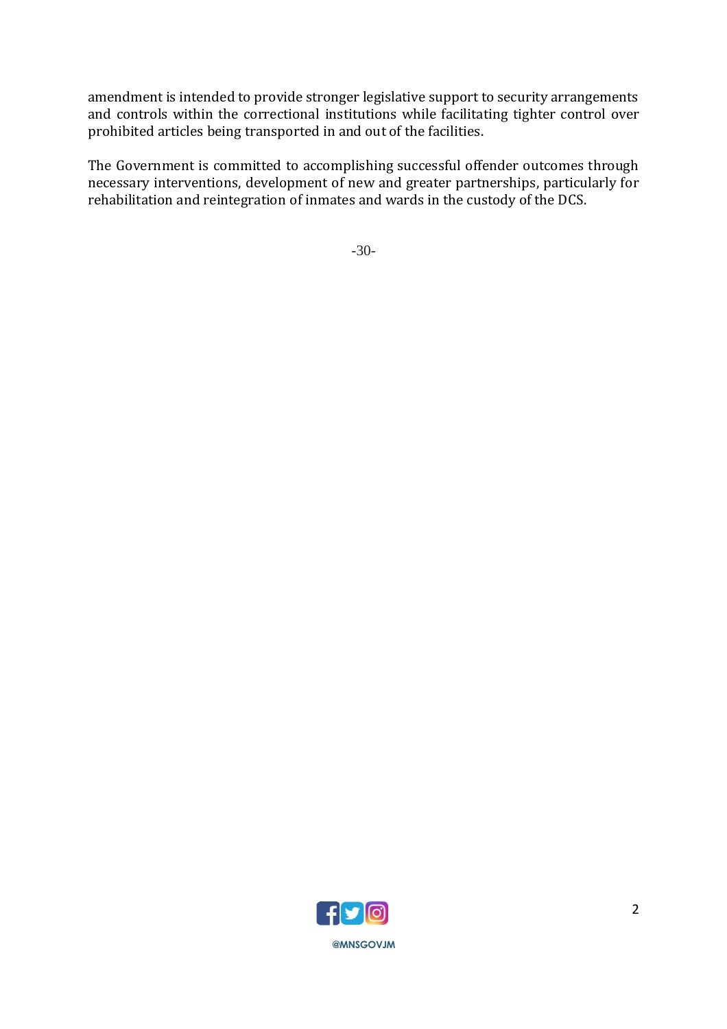amendment is intended to provide stronger legislative support to security arrangements and controls within the correctional institutions while facilitating tighter control over prohibited articles being transported in and out of the facilities.

The Government is committed to accomplishing successful offender outcomes through necessary interventions, development of new and greater partnerships, particularly for rehabilitation and reintegration of inmates and wards in the custody of the DCS.

-30-

@MNSGOVJM